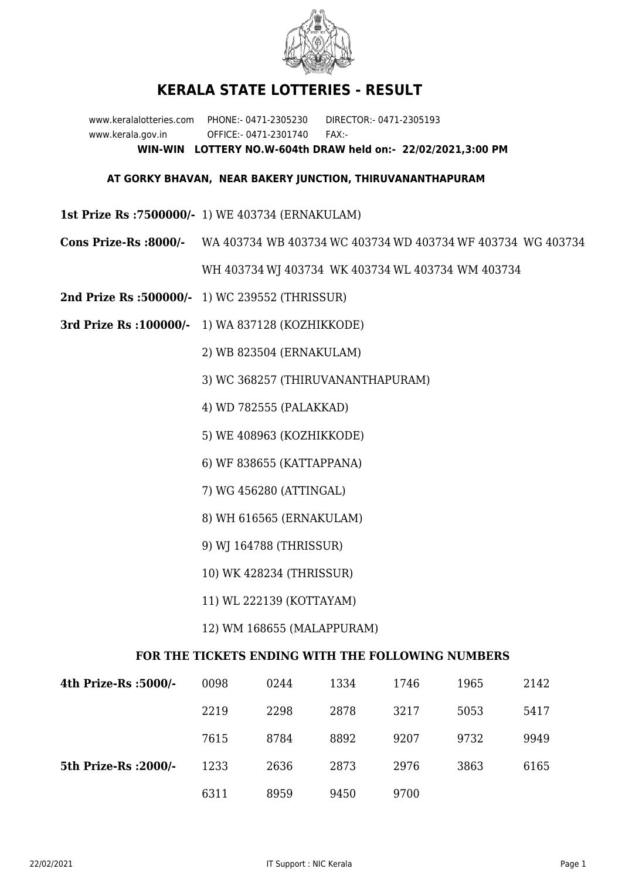# KERALA STATE LOTTERIES - RESULT

www.keralalotteries.com PHONE:- 0471-2305230 DIRECTOR:- 0471-2305193
www.kerala.gov.in OFFICE:- 0471-2301740 FAX:-

**WIN-WIN LOTTERY NO.W-604th DRAW held on:- 22/02/2021,3:00 PM**

**AT GORKY BHAVAN, NEAR BAKERY JUNCTION, THIRUVANANTHAPURAM**

**1st Prize Rs :7500000/-** 1) WE 403734 (ERNAKULAM)

**Cons Prize-Rs :8000/-** WA 403734 WB 403734 WC 403734 WD 403734 WF 403734 WG 403734 WH 403734 WJ 403734 WK 403734 WL 403734 WM 403734

**2nd Prize Rs :500000/-** 1) WC 239552 (THRISSUR)

**3rd Prize Rs :100000/-**
1) WA 837128 (KOZHIKKODE)
2) WB 823504 (ERNAKULAM)
3) WC 368257 (THIRUVANANTHAPURAM)
4) WD 782555 (PALAKKAD)
5) WE 408963 (KOZHIKKODE)
6) WF 838655 (KATTAPPANA)
7) WG 456280 (ATTINGAL)
8) WH 616565 (ERNAKULAM)
9) WJ 164788 (THRISSUR)
10) WK 428234 (THRISSUR)
11) WL 222139 (KOTTAYAM)
12) WM 168655 (MALAPPURAM)

### FOR THE TICKETS ENDING WITH THE FOLLOWING NUMBERS

| **4th Prize-Rs :5000/-** | 0098 | 0244 | 1334 | 1746 | 1965 | 2142 |
|---|---|---|---|---|---|---|
| | 2219 | 2298 | 2878 | 3217 | 5053 | 5417 |
| | 7615 | 8784 | 8892 | 9207 | 9732 | 9949 |
| **5th Prize-Rs :2000/-** | 1233 | 2636 | 2873 | 2976 | 3863 | 6165 |
| | 6311 | 8959 | 9450 | 9700 | | |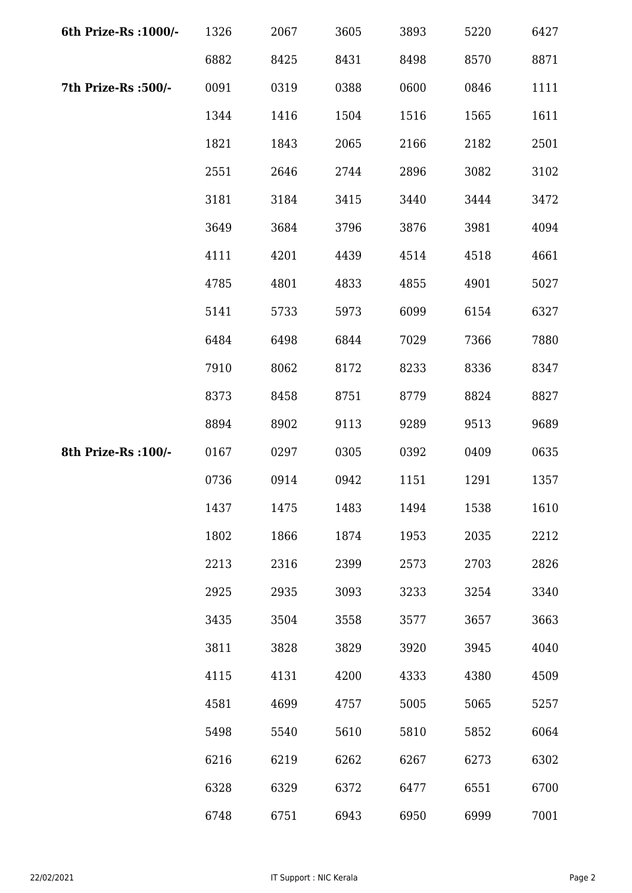| | | | | | | |
|---|---|---|---|---|---|---|
| **6th Prize-Rs :1000/-** | 1326 | 2067 | 3605 | 3893 | 5220 | 6427 |
| | 6882 | 8425 | 8431 | 8498 | 8570 | 8871 |
| **7th Prize-Rs :500/-** | 0091 | 0319 | 0388 | 0600 | 0846 | 1111 |
| | 1344 | 1416 | 1504 | 1516 | 1565 | 1611 |
| | 1821 | 1843 | 2065 | 2166 | 2182 | 2501 |
| | 2551 | 2646 | 2744 | 2896 | 3082 | 3102 |
| | 3181 | 3184 | 3415 | 3440 | 3444 | 3472 |
| | 3649 | 3684 | 3796 | 3876 | 3981 | 4094 |
| | 4111 | 4201 | 4439 | 4514 | 4518 | 4661 |
| | 4785 | 4801 | 4833 | 4855 | 4901 | 5027 |
| | 5141 | 5733 | 5973 | 6099 | 6154 | 6327 |
| | 6484 | 6498 | 6844 | 7029 | 7366 | 7880 |
| | 7910 | 8062 | 8172 | 8233 | 8336 | 8347 |
| | 8373 | 8458 | 8751 | 8779 | 8824 | 8827 |
| | 8894 | 8902 | 9113 | 9289 | 9513 | 9689 |
| **8th Prize-Rs :100/-** | 0167 | 0297 | 0305 | 0392 | 0409 | 0635 |
| | 0736 | 0914 | 0942 | 1151 | 1291 | 1357 |
| | 1437 | 1475 | 1483 | 1494 | 1538 | 1610 |
| | 1802 | 1866 | 1874 | 1953 | 2035 | 2212 |
| | 2213 | 2316 | 2399 | 2573 | 2703 | 2826 |
| | 2925 | 2935 | 3093 | 3233 | 3254 | 3340 |
| | 3435 | 3504 | 3558 | 3577 | 3657 | 3663 |
| | 3811 | 3828 | 3829 | 3920 | 3945 | 4040 |
| | 4115 | 4131 | 4200 | 4333 | 4380 | 4509 |
| | 4581 | 4699 | 4757 | 5005 | 5065 | 5257 |
| | 5498 | 5540 | 5610 | 5810 | 5852 | 6064 |
| | 6216 | 6219 | 6262 | 6267 | 6273 | 6302 |
| | 6328 | 6329 | 6372 | 6477 | 6551 | 6700 |
| | 6748 | 6751 | 6943 | 6950 | 6999 | 7001 |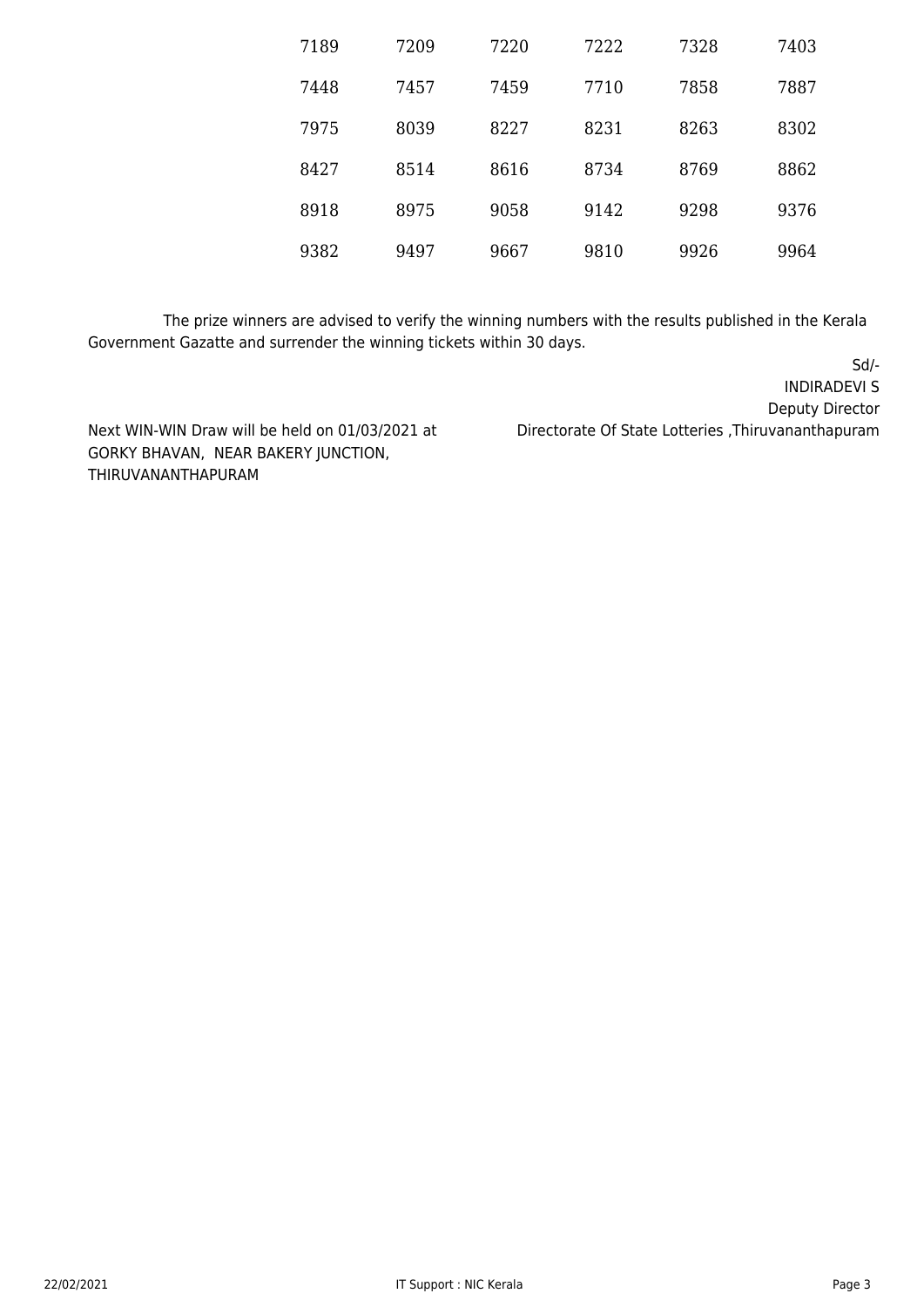| | | | | | |
|---|---|---|---|---|---|
| 7189 | 7209 | 7220 | 7222 | 7328 | 7403 |
| 7448 | 7457 | 7459 | 7710 | 7858 | 7887 |
| 7975 | 8039 | 8227 | 8231 | 8263 | 8302 |
| 8427 | 8514 | 8616 | 8734 | 8769 | 8862 |
| 8918 | 8975 | 9058 | 9142 | 9298 | 9376 |
| 9382 | 9497 | 9667 | 9810 | 9926 | 9964 |

The prize winners are advised to verify the winning numbers with the results published in the Kerala Government Gazatte and surrender the winning tickets within 30 days.

Sd/-
INDIRADEVI S
Deputy Director
Directorate Of State Lotteries ,Thiruvananthapuram

Next WIN-WIN Draw will be held on 01/03/2021 at GORKY BHAVAN, NEAR BAKERY JUNCTION, THIRUVANANTHAPURAM